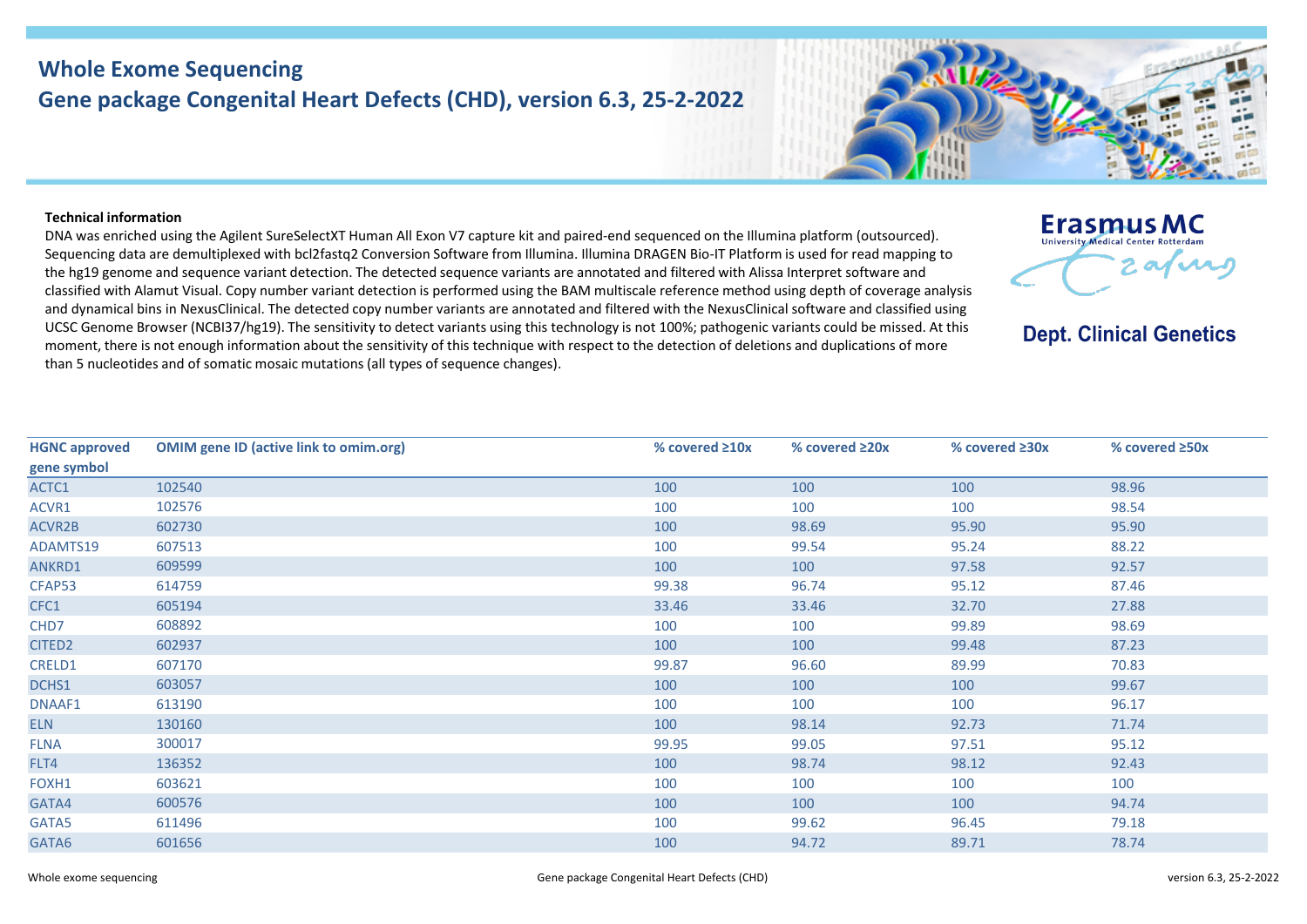# Whole Exome Sequencing
## Gene package Congenital Heart Defects (CHD), version 6.3, 25-2-2022

**Erasmus MC**
University Medical Center Rotterdam

**Dept. Clinical Genetics**

**Technical information**

DNA was enriched using the Agilent SureSelectXT Human All Exon V7 capture kit and paired-end sequenced on the Illumina platform (outsourced). Sequencing data are demultiplexed with bcl2fastq2 Conversion Software from Illumina. Illumina DRAGEN Bio-IT Platform is used for read mapping to the hg19 genome and sequence variant detection. The detected sequence variants are annotated and filtered with Alissa Interpret software and classified with Alamut Visual. Copy number variant detection is performed using the BAM multiscale reference method using depth of coverage analysis and dynamical bins in NexusClinical. The detected copy number variants are annotated and filtered with the NexusClinical software and classified using UCSC Genome Browser (NCBI37/hg19). The sensitivity to detect variants using this technology is not 100%; pathogenic variants could be missed. At this moment, there is not enough information about the sensitivity of this technique with respect to the detection of deletions and duplications of more than 5 nucleotides and of somatic mosaic mutations (all types of sequence changes).

| HGNC approved gene symbol | OMIM gene ID (active link to omim.org) | % covered ≥10x | % covered ≥20x | % covered ≥30x | % covered ≥50x |
|---|---|---|---|---|---|
| ACTC1 | 102540 | 100 | 100 | 100 | 98.96 |
| ACVR1 | 102576 | 100 | 100 | 100 | 98.54 |
| ACVR2B | 602730 | 100 | 98.69 | 95.90 | 95.90 |
| ADAMTS19 | 607513 | 100 | 99.54 | 95.24 | 88.22 |
| ANKRD1 | 609599 | 100 | 100 | 97.58 | 92.57 |
| CFAP53 | 614759 | 99.38 | 96.74 | 95.12 | 87.46 |
| CFC1 | 605194 | 33.46 | 33.46 | 32.70 | 27.88 |
| CHD7 | 608892 | 100 | 100 | 99.89 | 98.69 |
| CITED2 | 602937 | 100 | 100 | 99.48 | 87.23 |
| CRELD1 | 607170 | 99.87 | 96.60 | 89.99 | 70.83 |
| DCHS1 | 603057 | 100 | 100 | 100 | 99.67 |
| DNAAF1 | 613190 | 100 | 100 | 100 | 96.17 |
| ELN | 130160 | 100 | 98.14 | 92.73 | 71.74 |
| FLNA | 300017 | 99.95 | 99.05 | 97.51 | 95.12 |
| FLT4 | 136352 | 100 | 98.74 | 98.12 | 92.43 |
| FOXH1 | 603621 | 100 | 100 | 100 | 100 |
| GATA4 | 600576 | 100 | 100 | 100 | 94.74 |
| GATA5 | 611496 | 100 | 99.62 | 96.45 | 79.18 |
| GATA6 | 601656 | 100 | 94.72 | 89.71 | 78.74 |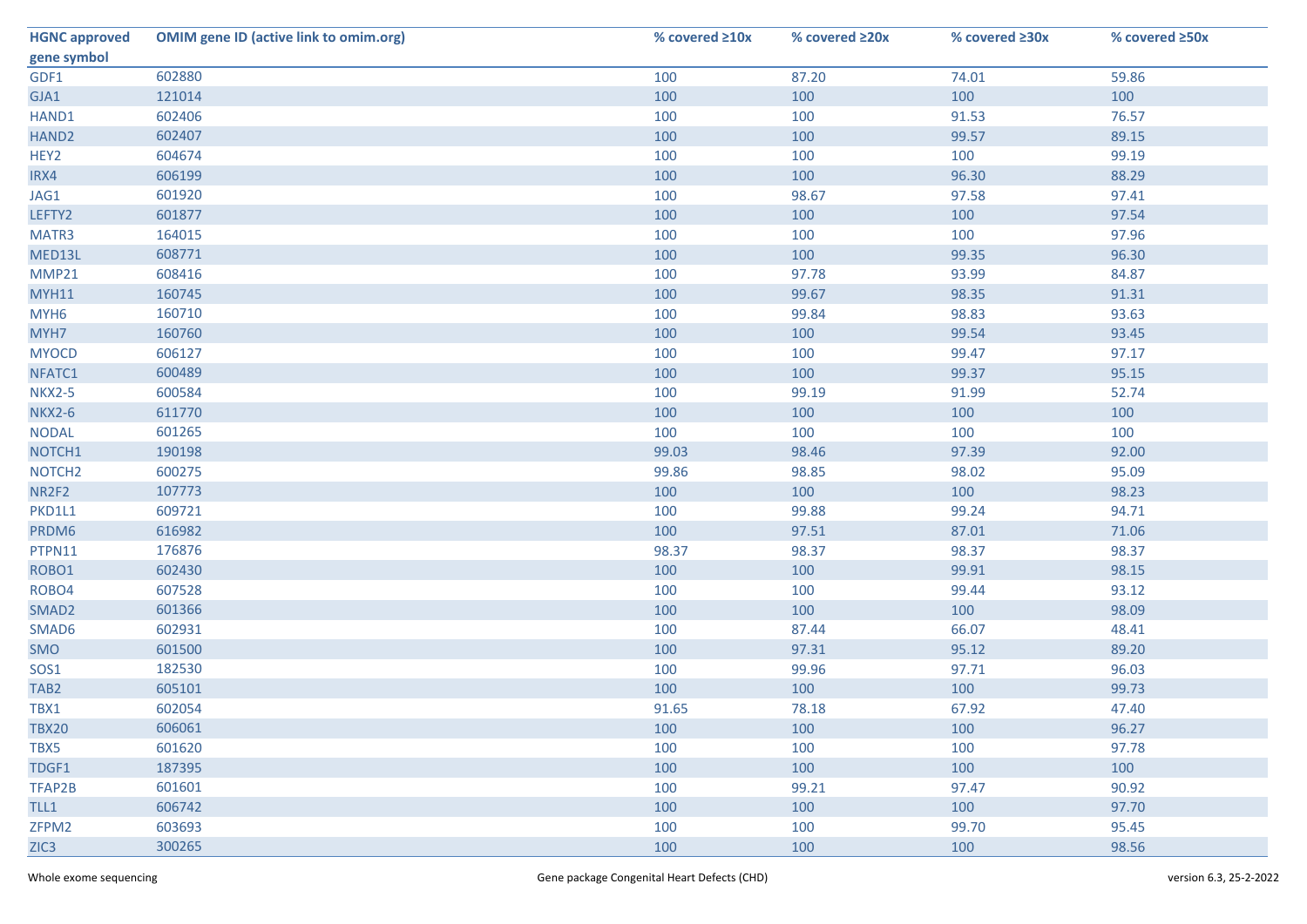| HGNC approved gene symbol | OMIM gene ID (active link to omim.org) | % covered ≥10x | % covered ≥20x | % covered ≥30x | % covered ≥50x |
|---|---|---|---|---|---|
| GDF1 | 602880 | 100 | 87.20 | 74.01 | 59.86 |
| GJA1 | 121014 | 100 | 100 | 100 | 100 |
| HAND1 | 602406 | 100 | 100 | 91.53 | 76.57 |
| HAND2 | 602407 | 100 | 100 | 99.57 | 89.15 |
| HEY2 | 604674 | 100 | 100 | 100 | 99.19 |
| IRX4 | 606199 | 100 | 100 | 96.30 | 88.29 |
| JAG1 | 601920 | 100 | 98.67 | 97.58 | 97.41 |
| LEFTY2 | 601877 | 100 | 100 | 100 | 97.54 |
| MATR3 | 164015 | 100 | 100 | 100 | 97.96 |
| MED13L | 608771 | 100 | 100 | 99.35 | 96.30 |
| MMP21 | 608416 | 100 | 97.78 | 93.99 | 84.87 |
| MYH11 | 160745 | 100 | 99.67 | 98.35 | 91.31 |
| MYH6 | 160710 | 100 | 99.84 | 98.83 | 93.63 |
| MYH7 | 160760 | 100 | 100 | 99.54 | 93.45 |
| MYOCD | 606127 | 100 | 100 | 99.47 | 97.17 |
| NFATC1 | 600489 | 100 | 100 | 99.37 | 95.15 |
| NKX2-5 | 600584 | 100 | 99.19 | 91.99 | 52.74 |
| NKX2-6 | 611770 | 100 | 100 | 100 | 100 |
| NODAL | 601265 | 100 | 100 | 100 | 100 |
| NOTCH1 | 190198 | 99.03 | 98.46 | 97.39 | 92.00 |
| NOTCH2 | 600275 | 99.86 | 98.85 | 98.02 | 95.09 |
| NR2F2 | 107773 | 100 | 100 | 100 | 98.23 |
| PKD1L1 | 609721 | 100 | 99.88 | 99.24 | 94.71 |
| PRDM6 | 616982 | 100 | 97.51 | 87.01 | 71.06 |
| PTPN11 | 176876 | 98.37 | 98.37 | 98.37 | 98.37 |
| ROBO1 | 602430 | 100 | 100 | 99.91 | 98.15 |
| ROBO4 | 607528 | 100 | 100 | 99.44 | 93.12 |
| SMAD2 | 601366 | 100 | 100 | 100 | 98.09 |
| SMAD6 | 602931 | 100 | 87.44 | 66.07 | 48.41 |
| SMO | 601500 | 100 | 97.31 | 95.12 | 89.20 |
| SOS1 | 182530 | 100 | 99.96 | 97.71 | 96.03 |
| TAB2 | 605101 | 100 | 100 | 100 | 99.73 |
| TBX1 | 602054 | 91.65 | 78.18 | 67.92 | 47.40 |
| TBX20 | 606061 | 100 | 100 | 100 | 96.27 |
| TBX5 | 601620 | 100 | 100 | 100 | 97.78 |
| TDGF1 | 187395 | 100 | 100 | 100 | 100 |
| TFAP2B | 601601 | 100 | 99.21 | 97.47 | 90.92 |
| TLL1 | 606742 | 100 | 100 | 100 | 97.70 |
| ZFPM2 | 603693 | 100 | 100 | 99.70 | 95.45 |
| ZIC3 | 300265 | 100 | 100 | 100 | 98.56 |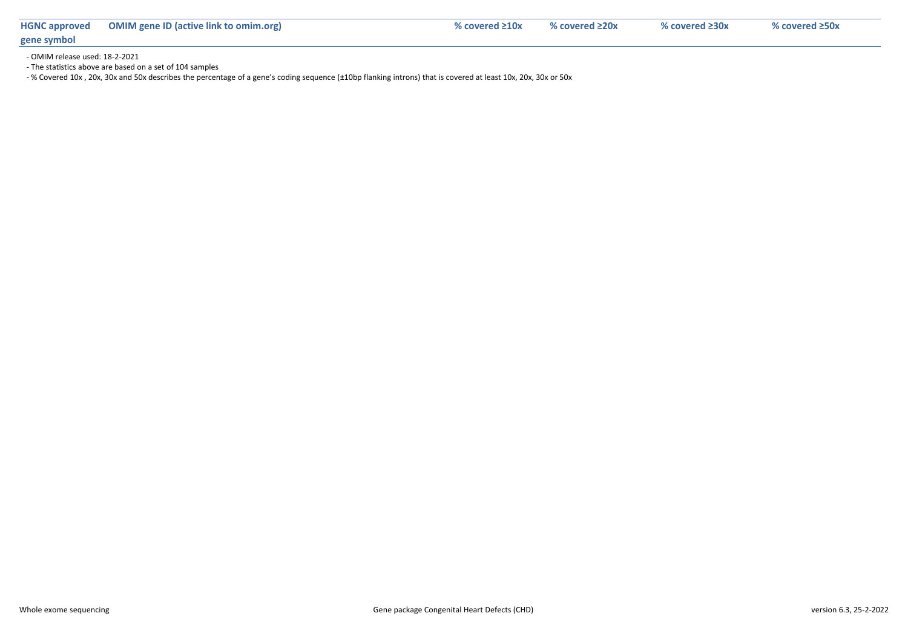| HGNC approved gene symbol | OMIM gene ID (active link to omim.org) | % covered ≥10x | % covered ≥20x | % covered ≥30x | % covered ≥50x |
|---|---|---|---|---|---|

- OMIM release used: 18-2-2021
- The statistics above are based on a set of 104 samples
- % Covered 10x , 20x, 30x and 50x describes the percentage of a gene's coding sequence (±10bp flanking introns) that is covered at least 10x, 20x, 30x or 50x